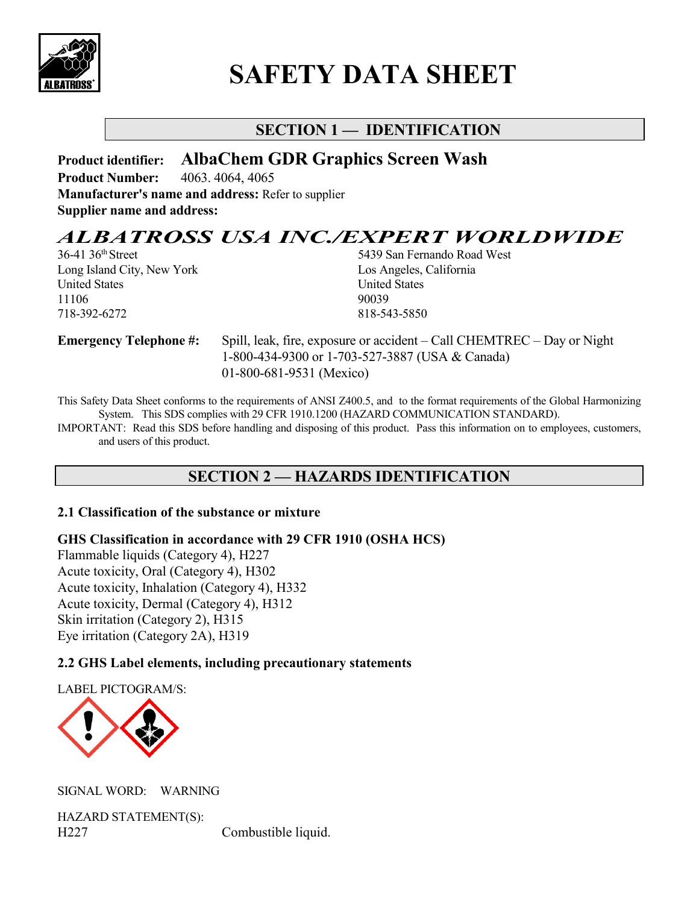# SAFETY DATA SHEET

## SECTION 1 — IDENTIFICATION

**Product identifier:** **AlbaChem GDR Graphics Screen Wash**

**Product Number:** 4063. 4064, 4065

**Manufacturer's name and address:** Refer to supplier

**Supplier name and address:**

***ALBATROSS USA INC./EXPERT WORLDWIDE***

36-41 36th Street
Long Island City, New York
United States
11106
718-392-6272

5439 San Fernando Road West
Los Angeles, California
United States
90039
818-543-5850

**Emergency Telephone #:** Spill, leak, fire, exposure or accident – Call CHEMTREC – Day or Night
1-800-434-9300 or 1-703-527-3887 (USA & Canada)
01-800-681-9531 (Mexico)

This Safety Data Sheet conforms to the requirements of ANSI Z400.5, and to the format requirements of the Global Harmonizing System. This SDS complies with 29 CFR 1910.1200 (HAZARD COMMUNICATION STANDARD).

IMPORTANT: Read this SDS before handling and disposing of this product. Pass this information on to employees, customers, and users of this product.

## SECTION 2 — HAZARDS IDENTIFICATION

### 2.1 Classification of the substance or mixture

**GHS Classification in accordance with 29 CFR 1910 (OSHA HCS)**

Flammable liquids (Category 4), H227
Acute toxicity, Oral (Category 4), H302
Acute toxicity, Inhalation (Category 4), H332
Acute toxicity, Dermal (Category 4), H312
Skin irritation (Category 2), H315
Eye irritation (Category 2A), H319

### 2.2 GHS Label elements, including precautionary statements

LABEL PICTOGRAM/S:

SIGNAL WORD: WARNING

HAZARD STATEMENT(S):

H227 Combustible liquid.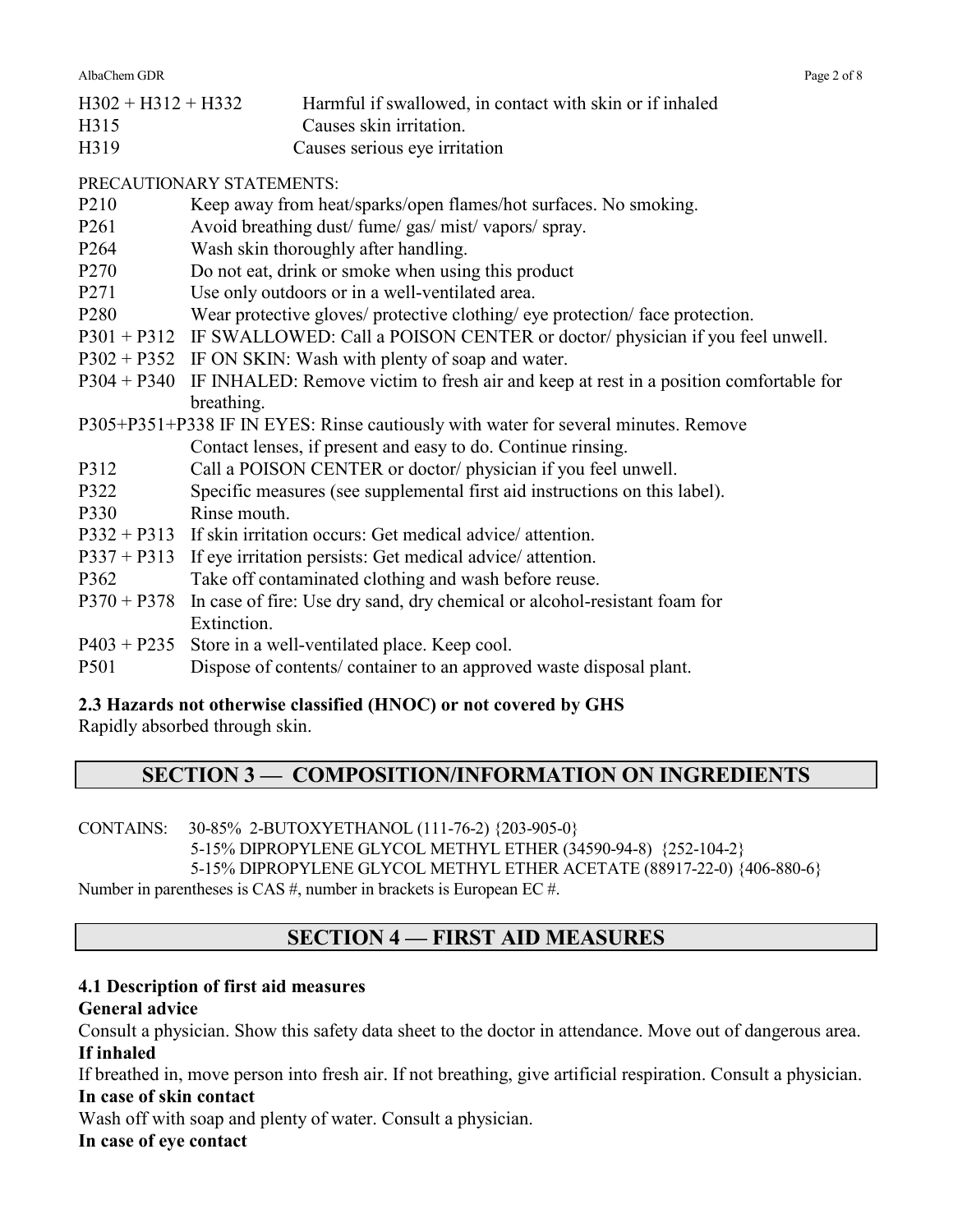| | |
|---|---|
| H302 + H312 + H332 | Harmful if swallowed, in contact with skin or if inhaled |
| H315 | Causes skin irritation. |
| H319 | Causes serious eye irritation |

PRECAUTIONARY STATEMENTS:

| | |
|---|---|
| P210 | Keep away from heat/sparks/open flames/hot surfaces. No smoking. |
| P261 | Avoid breathing dust/ fume/ gas/ mist/ vapors/ spray. |
| P264 | Wash skin thoroughly after handling. |
| P270 | Do not eat, drink or smoke when using this product |
| P271 | Use only outdoors or in a well-ventilated area. |
| P280 | Wear protective gloves/ protective clothing/ eye protection/ face protection. |
| P301 + P312 | IF SWALLOWED: Call a POISON CENTER or doctor/ physician if you feel unwell. |
| P302 + P352 | IF ON SKIN: Wash with plenty of soap and water. |
| P304 + P340 | IF INHALED: Remove victim to fresh air and keep at rest in a position comfortable for breathing. |
| P305+P351+P338 | IF IN EYES: Rinse cautiously with water for several minutes. Remove Contact lenses, if present and easy to do. Continue rinsing. |
| P312 | Call a POISON CENTER or doctor/ physician if you feel unwell. |
| P322 | Specific measures (see supplemental first aid instructions on this label). |
| P330 | Rinse mouth. |
| P332 + P313 | If skin irritation occurs: Get medical advice/ attention. |
| P337 + P313 | If eye irritation persists: Get medical advice/ attention. |
| P362 | Take off contaminated clothing and wash before reuse. |
| P370 + P378 | In case of fire: Use dry sand, dry chemical or alcohol-resistant foam for Extinction. |
| P403 + P235 | Store in a well-ventilated place. Keep cool. |
| P501 | Dispose of contents/ container to an approved waste disposal plant. |

**2.3 Hazards not otherwise classified (HNOC) or not covered by GHS**

Rapidly absorbed through skin.

## SECTION 3 — COMPOSITION/INFORMATION ON INGREDIENTS

CONTAINS: 30-85% 2-BUTOXYETHANOL (111-76-2) {203-905-0}
5-15% DIPROPYLENE GLYCOL METHYL ETHER (34590-94-8) {252-104-2}
5-15% DIPROPYLENE GLYCOL METHYL ETHER ACETATE (88917-22-0) {406-880-6}

Number in parentheses is CAS #, number in brackets is European EC #.

## SECTION 4 — FIRST AID MEASURES

### 4.1 Description of first aid measures

**General advice**

Consult a physician. Show this safety data sheet to the doctor in attendance. Move out of dangerous area.

**If inhaled**

If breathed in, move person into fresh air. If not breathing, give artificial respiration. Consult a physician.

**In case of skin contact**

Wash off with soap and plenty of water. Consult a physician.

**In case of eye contact**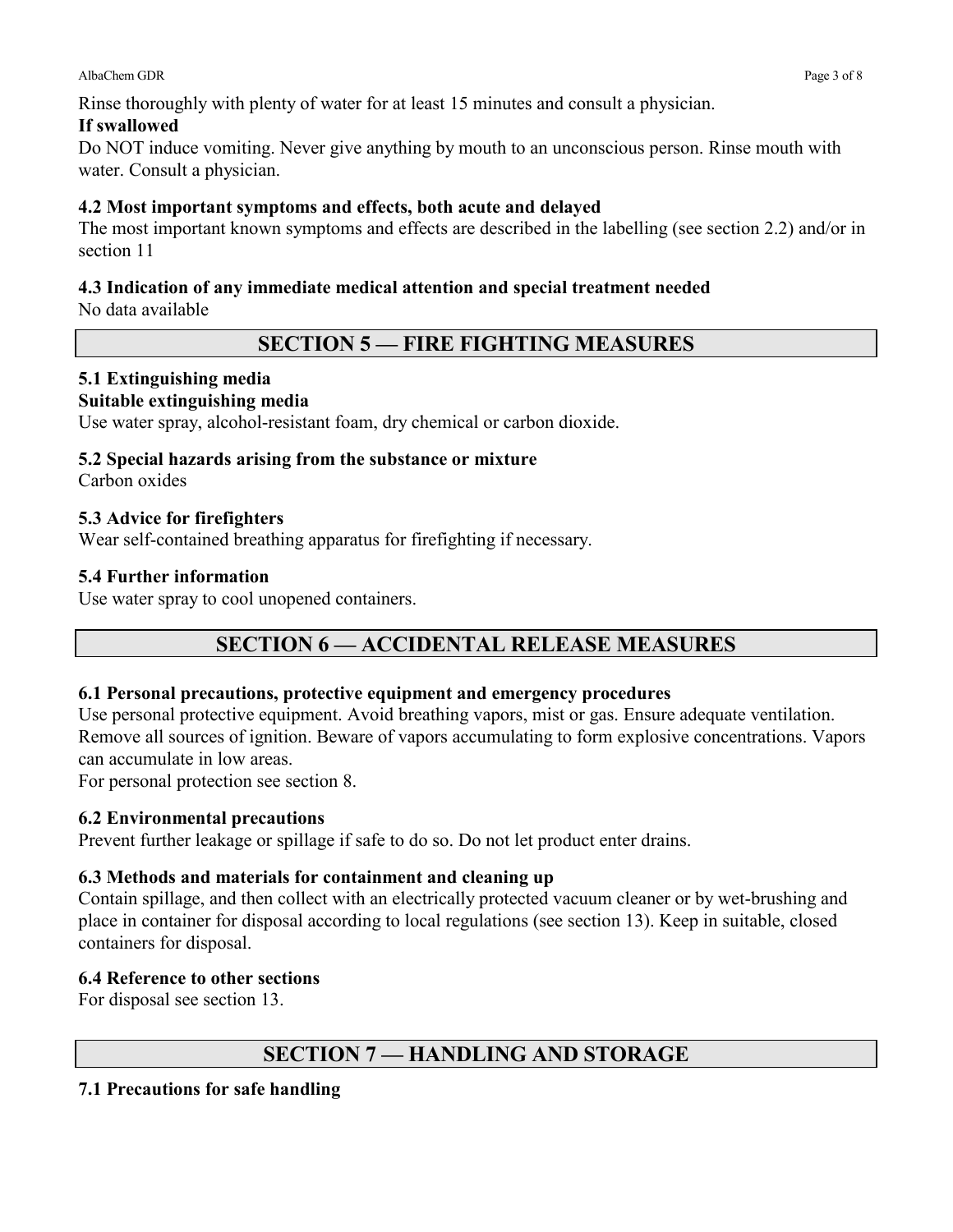Rinse thoroughly with plenty of water for at least 15 minutes and consult a physician.

**If swallowed**

Do NOT induce vomiting. Never give anything by mouth to an unconscious person. Rinse mouth with water. Consult a physician.

### 4.2 Most important symptoms and effects, both acute and delayed

The most important known symptoms and effects are described in the labelling (see section 2.2) and/or in section 11

### 4.3 Indication of any immediate medical attention and special treatment needed

No data available

## SECTION 5 — FIRE FIGHTING MEASURES

### 5.1 Extinguishing media

**Suitable extinguishing media**

Use water spray, alcohol-resistant foam, dry chemical or carbon dioxide.

### 5.2 Special hazards arising from the substance or mixture

Carbon oxides

### 5.3 Advice for firefighters

Wear self-contained breathing apparatus for firefighting if necessary.

### 5.4 Further information

Use water spray to cool unopened containers.

## SECTION 6 — ACCIDENTAL RELEASE MEASURES

### 6.1 Personal precautions, protective equipment and emergency procedures

Use personal protective equipment. Avoid breathing vapors, mist or gas. Ensure adequate ventilation. Remove all sources of ignition. Beware of vapors accumulating to form explosive concentrations. Vapors can accumulate in low areas.

For personal protection see section 8.

### 6.2 Environmental precautions

Prevent further leakage or spillage if safe to do so. Do not let product enter drains.

### 6.3 Methods and materials for containment and cleaning up

Contain spillage, and then collect with an electrically protected vacuum cleaner or by wet-brushing and place in container for disposal according to local regulations (see section 13). Keep in suitable, closed containers for disposal.

### 6.4 Reference to other sections

For disposal see section 13.

## SECTION 7 — HANDLING AND STORAGE

### 7.1 Precautions for safe handling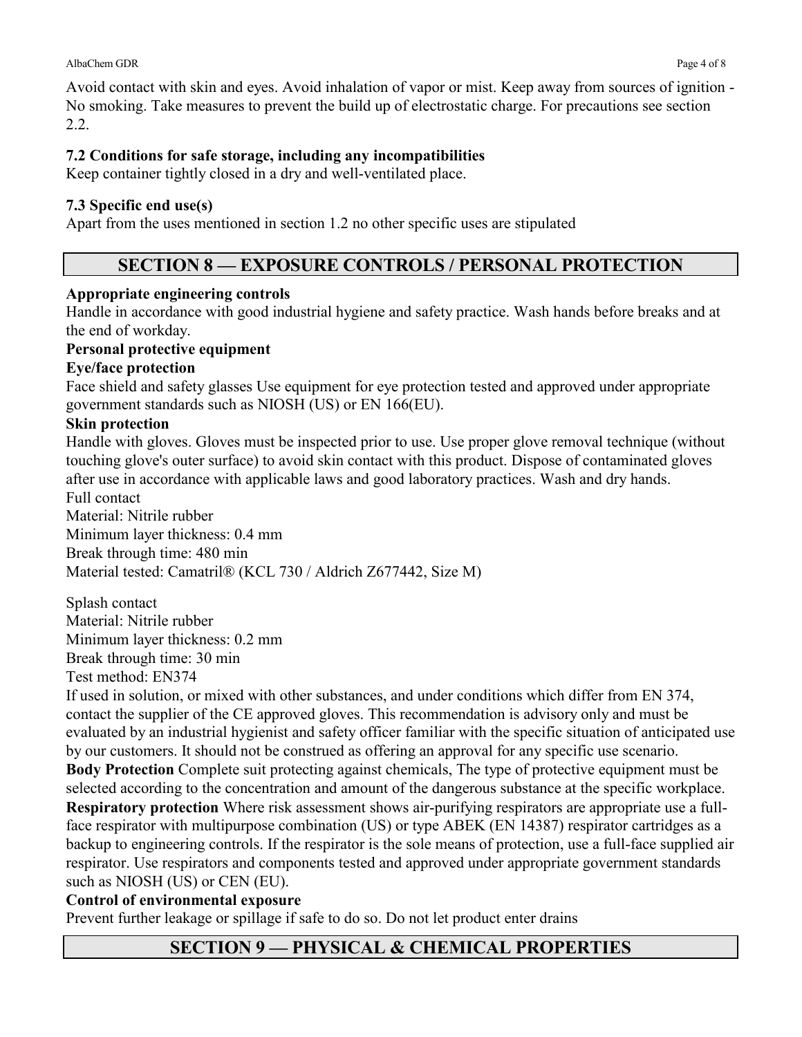Avoid contact with skin and eyes. Avoid inhalation of vapor or mist. Keep away from sources of ignition - No smoking. Take measures to prevent the build up of electrostatic charge. For precautions see section 2.2.

### 7.2 Conditions for safe storage, including any incompatibilities

Keep container tightly closed in a dry and well-ventilated place.

### 7.3 Specific end use(s)

Apart from the uses mentioned in section 1.2 no other specific uses are stipulated

## SECTION 8 — EXPOSURE CONTROLS / PERSONAL PROTECTION

**Appropriate engineering controls**

Handle in accordance with good industrial hygiene and safety practice. Wash hands before breaks and at the end of workday.

**Personal protective equipment**

**Eye/face protection**

Face shield and safety glasses Use equipment for eye protection tested and approved under appropriate government standards such as NIOSH (US) or EN 166(EU).

**Skin protection**

Handle with gloves. Gloves must be inspected prior to use. Use proper glove removal technique (without touching glove's outer surface) to avoid skin contact with this product. Dispose of contaminated gloves after use in accordance with applicable laws and good laboratory practices. Wash and dry hands.

Full contact
Material: Nitrile rubber
Minimum layer thickness: 0.4 mm
Break through time: 480 min
Material tested: Camatril® (KCL 730 / Aldrich Z677442, Size M)

Splash contact
Material: Nitrile rubber
Minimum layer thickness: 0.2 mm
Break through time: 30 min
Test method: EN374

If used in solution, or mixed with other substances, and under conditions which differ from EN 374, contact the supplier of the CE approved gloves. This recommendation is advisory only and must be evaluated by an industrial hygienist and safety officer familiar with the specific situation of anticipated use by our customers. It should not be construed as offering an approval for any specific use scenario.

**Body Protection** Complete suit protecting against chemicals, The type of protective equipment must be selected according to the concentration and amount of the dangerous substance at the specific workplace.

**Respiratory protection** Where risk assessment shows air-purifying respirators are appropriate use a full-face respirator with multipurpose combination (US) or type ABEK (EN 14387) respirator cartridges as a backup to engineering controls. If the respirator is the sole means of protection, use a full-face supplied air respirator. Use respirators and components tested and approved under appropriate government standards such as NIOSH (US) or CEN (EU).

**Control of environmental exposure**

Prevent further leakage or spillage if safe to do so. Do not let product enter drains

## SECTION 9 — PHYSICAL & CHEMICAL PROPERTIES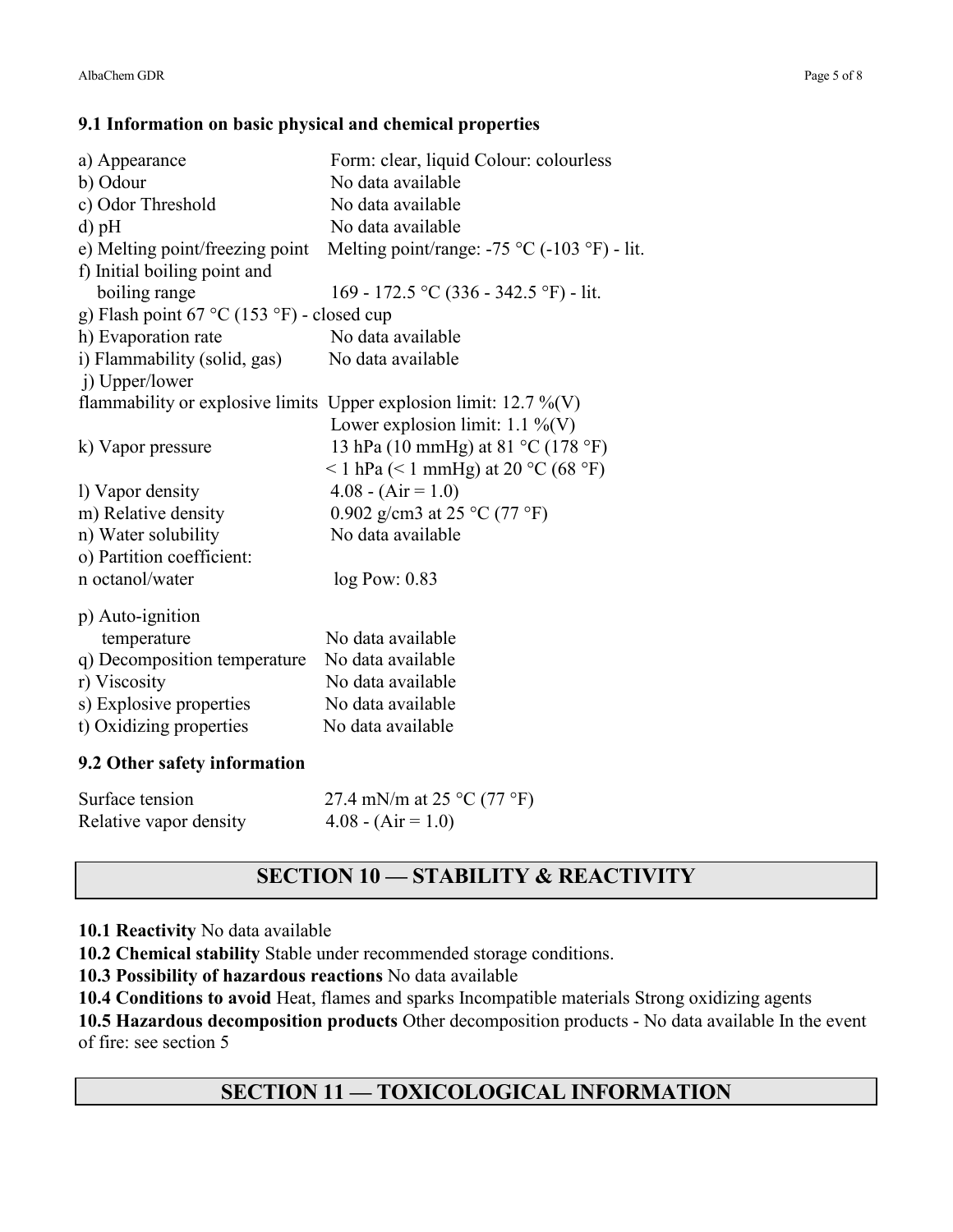### 9.1 Information on basic physical and chemical properties

| | |
|---|---|
| a) Appearance | Form: clear, liquid Colour: colourless |
| b) Odour | No data available |
| c) Odor Threshold | No data available |
| d) pH | No data available |
| e) Melting point/freezing point | Melting point/range: -75 °C (-103 °F) - lit. |
| f) Initial boiling point and boiling range | 169 - 172.5 °C (336 - 342.5 °F) - lit. |
| g) Flash point 67 °C (153 °F) - closed cup | |
| h) Evaporation rate | No data available |
| i) Flammability (solid, gas) | No data available |
| j) Upper/lower flammability or explosive limits | Upper explosion limit: 12.7 %(V)<br>Lower explosion limit: 1.1 %(V) |
| k) Vapor pressure | 13 hPa (10 mmHg) at 81 °C (178 °F)<br>< 1 hPa (< 1 mmHg) at 20 °C (68 °F) |
| l) Vapor density | 4.08 - (Air = 1.0) |
| m) Relative density | 0.902 g/cm3 at 25 °C (77 °F) |
| n) Water solubility | No data available |
| o) Partition coefficient: n octanol/water | log Pow: 0.83 |
| p) Auto-ignition temperature | No data available |
| q) Decomposition temperature | No data available |
| r) Viscosity | No data available |
| s) Explosive properties | No data available |
| t) Oxidizing properties | No data available |

### 9.2 Other safety information

| | |
|---|---|
| Surface tension | 27.4 mN/m at 25 °C (77 °F) |
| Relative vapor density | 4.08 - (Air = 1.0) |

## SECTION 10 — STABILITY & REACTIVITY

**10.1 Reactivity** No data available

**10.2 Chemical stability** Stable under recommended storage conditions.

**10.3 Possibility of hazardous reactions** No data available

**10.4 Conditions to avoid** Heat, flames and sparks Incompatible materials Strong oxidizing agents

**10.5 Hazardous decomposition products** Other decomposition products - No data available In the event of fire: see section 5

## SECTION 11 — TOXICOLOGICAL INFORMATION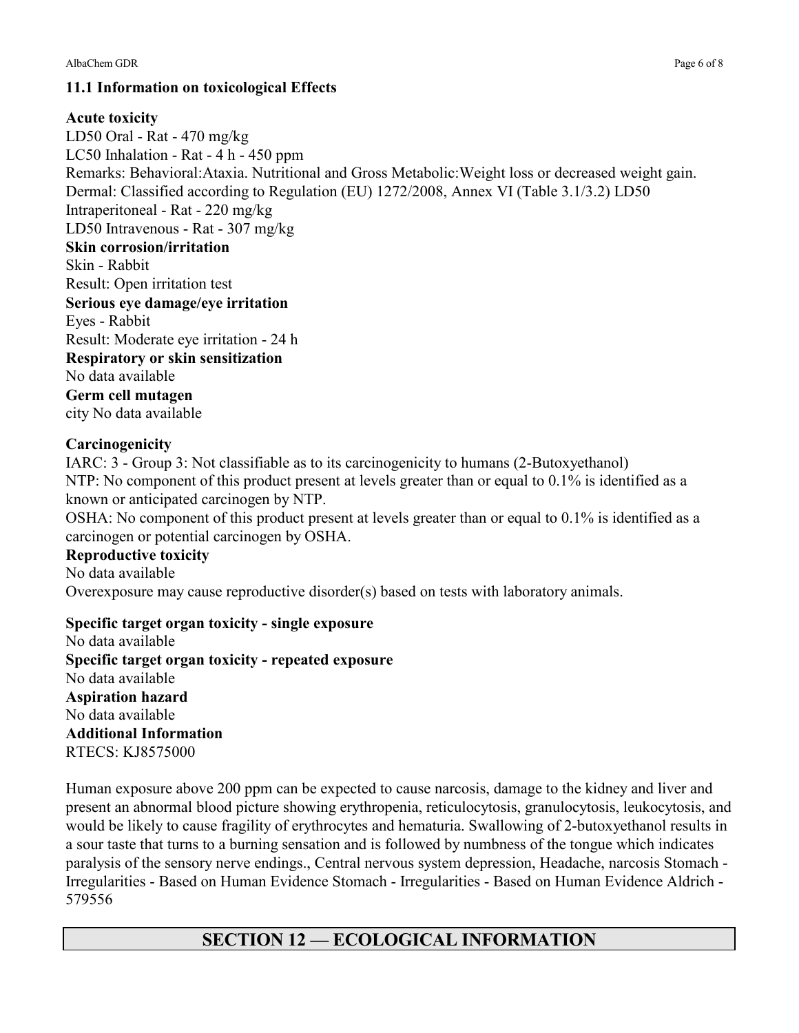### 11.1 Information on toxicological Effects

**Acute toxicity**
LD50 Oral - Rat - 470 mg/kg
LC50 Inhalation - Rat - 4 h - 450 ppm
Remarks: Behavioral:Ataxia. Nutritional and Gross Metabolic:Weight loss or decreased weight gain.
Dermal: Classified according to Regulation (EU) 1272/2008, Annex VI (Table 3.1/3.2) LD50
Intraperitoneal - Rat - 220 mg/kg
LD50 Intravenous - Rat - 307 mg/kg

**Skin corrosion/irritation**
Skin - Rabbit
Result: Open irritation test

**Serious eye damage/eye irritation**
Eyes - Rabbit
Result: Moderate eye irritation - 24 h

**Respiratory or skin sensitization**
No data available

**Germ cell mutagen**
city No data available

**Carcinogenicity**
IARC: 3 - Group 3: Not classifiable as to its carcinogenicity to humans (2-Butoxyethanol)
NTP: No component of this product present at levels greater than or equal to 0.1% is identified as a known or anticipated carcinogen by NTP.
OSHA: No component of this product present at levels greater than or equal to 0.1% is identified as a carcinogen or potential carcinogen by OSHA.

**Reproductive toxicity**
No data available
Overexposure may cause reproductive disorder(s) based on tests with laboratory animals.

**Specific target organ toxicity - single exposure**
No data available

**Specific target organ toxicity - repeated exposure**
No data available

**Aspiration hazard**
No data available

**Additional Information**
RTECS: KJ8575000

Human exposure above 200 ppm can be expected to cause narcosis, damage to the kidney and liver and present an abnormal blood picture showing erythropenia, reticulocytosis, granulocytosis, leukocytosis, and would be likely to cause fragility of erythrocytes and hematuria. Swallowing of 2-butoxyethanol results in a sour taste that turns to a burning sensation and is followed by numbness of the tongue which indicates paralysis of the sensory nerve endings., Central nervous system depression, Headache, narcosis Stomach - Irregularities - Based on Human Evidence Stomach - Irregularities - Based on Human Evidence Aldrich - 579556

## SECTION 12 — ECOLOGICAL INFORMATION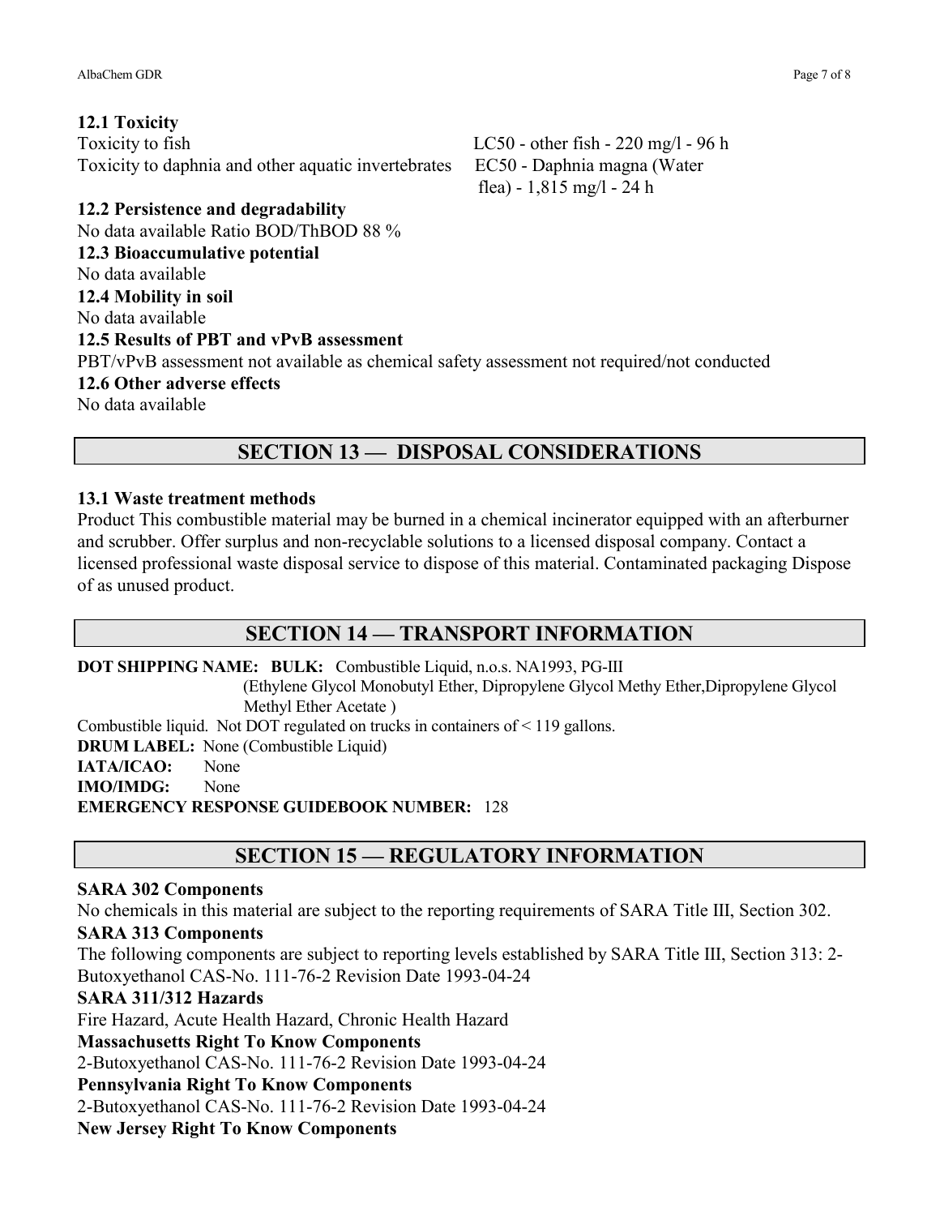**12.1 Toxicity**

| | |
|---|---|
| Toxicity to fish | LC50 - other fish - 220 mg/l - 96 h |
| Toxicity to daphnia and other aquatic invertebrates | EC50 - Daphnia magna (Water flea) - 1,815 mg/l - 24 h |

**12.2 Persistence and degradability**

No data available Ratio BOD/ThBOD 88 %

**12.3 Bioaccumulative potential**

No data available

**12.4 Mobility in soil**

No data available

**12.5 Results of PBT and vPvB assessment**

PBT/vPvB assessment not available as chemical safety assessment not required/not conducted

**12.6 Other adverse effects**

No data available

## SECTION 13 — DISPOSAL CONSIDERATIONS

**13.1 Waste treatment methods**

Product This combustible material may be burned in a chemical incinerator equipped with an afterburner and scrubber. Offer surplus and non-recyclable solutions to a licensed disposal company. Contact a licensed professional waste disposal service to dispose of this material. Contaminated packaging Dispose of as unused product.

## SECTION 14 — TRANSPORT INFORMATION

**DOT SHIPPING NAME:** **BULK:** Combustible Liquid, n.o.s. NA1993, PG-III
(Ethylene Glycol Monobutyl Ether, Dipropylene Glycol Methy Ether,Dipropylene Glycol Methyl Ether Acetate )

Combustible liquid. Not DOT regulated on trucks in containers of < 119 gallons.

**DRUM LABEL:** None (Combustible Liquid)

**IATA/ICAO:** None

**IMO/IMDG:** None

**EMERGENCY RESPONSE GUIDEBOOK NUMBER:** 128

## SECTION 15 — REGULATORY INFORMATION

**SARA 302 Components**

No chemicals in this material are subject to the reporting requirements of SARA Title III, Section 302.

**SARA 313 Components**

The following components are subject to reporting levels established by SARA Title III, Section 313: 2-Butoxyethanol CAS-No. 111-76-2 Revision Date 1993-04-24

**SARA 311/312 Hazards**

Fire Hazard, Acute Health Hazard, Chronic Health Hazard

**Massachusetts Right To Know Components**

2-Butoxyethanol CAS-No. 111-76-2 Revision Date 1993-04-24

**Pennsylvania Right To Know Components**

2-Butoxyethanol CAS-No. 111-76-2 Revision Date 1993-04-24

**New Jersey Right To Know Components**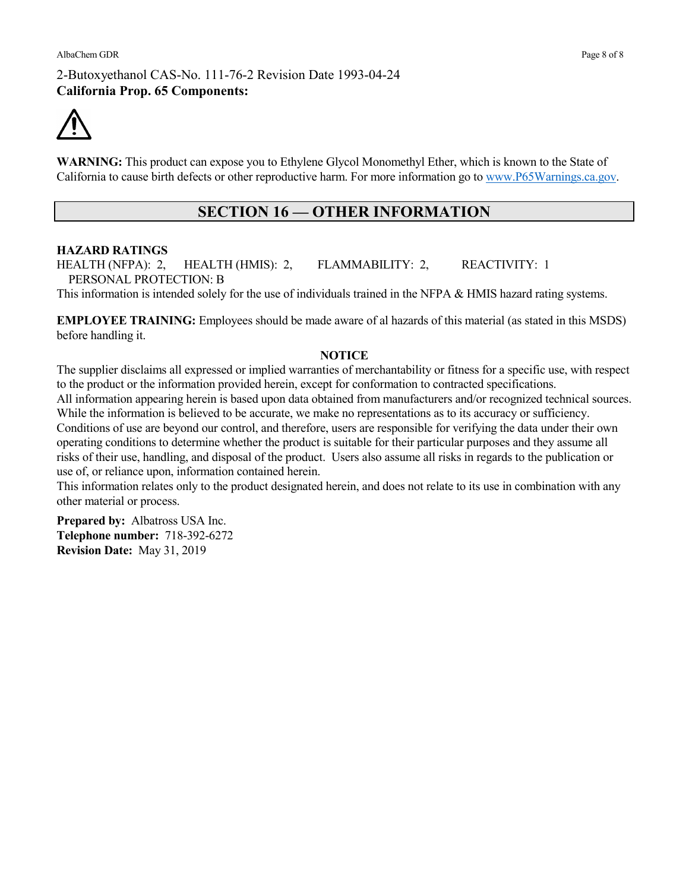2-Butoxyethanol CAS-No. 111-76-2 Revision Date 1993-04-24

**California Prop. 65 Components:**

⚠

**WARNING:** This product can expose you to Ethylene Glycol Monomethyl Ether, which is known to the State of California to cause birth defects or other reproductive harm. For more information go to www.P65Warnings.ca.gov.

## SECTION 16 — OTHER INFORMATION

**HAZARD RATINGS**

HEALTH (NFPA): 2, HEALTH (HMIS): 2, FLAMMABILITY: 2, REACTIVITY: 1 PERSONAL PROTECTION: B

This information is intended solely for the use of individuals trained in the NFPA & HMIS hazard rating systems.

**EMPLOYEE TRAINING:** Employees should be made aware of al hazards of this material (as stated in this MSDS) before handling it.

**NOTICE**

The supplier disclaims all expressed or implied warranties of merchantability or fitness for a specific use, with respect to the product or the information provided herein, except for conformation to contracted specifications.
All information appearing herein is based upon data obtained from manufacturers and/or recognized technical sources. While the information is believed to be accurate, we make no representations as to its accuracy or sufficiency. Conditions of use are beyond our control, and therefore, users are responsible for verifying the data under their own operating conditions to determine whether the product is suitable for their particular purposes and they assume all risks of their use, handling, and disposal of the product. Users also assume all risks in regards to the publication or use of, or reliance upon, information contained herein.
This information relates only to the product designated herein, and does not relate to its use in combination with any other material or process.

**Prepared by:** Albatross USA Inc.
**Telephone number:** 718-392-6272
**Revision Date:** May 31, 2019